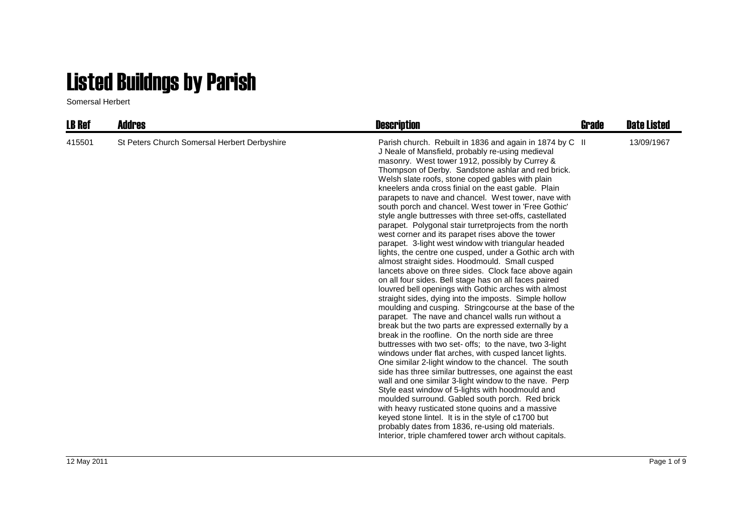# Listed Buildngs by Parish

Somersal Herbert

| LB Ref | Addres | Description | Grade | Date Listed |
|---|---|---|---|---|
| 415501 | St Peters Church Somersal Herbert Derbyshire | Parish church. Rebuilt in 1836 and again in 1874 by C J Neale of Mansfield, probably re-using medieval masonry. West tower 1912, possibly by Currey & Thompson of Derby. Sandstone ashlar and red brick. Welsh slate roofs, stone coped gables with plain kneelers anda cross finial on the east gable. Plain parapets to nave and chancel. West tower, nave with south porch and chancel. West tower in 'Free Gothic' style angle buttresses with three set-offs, castellated parapet. Polygonal stair turretprojects from the north west corner and its parapet rises above the tower parapet. 3-light west window with triangular headed lights, the centre one cusped, under a Gothic arch with almost straight sides. Hoodmould. Small cusped lancets above on three sides. Clock face above again on all four sides. Bell stage has on all faces paired louvred bell openings with Gothic arches with almost straight sides, dying into the imposts. Simple hollow moulding and cusping. Stringcourse at the base of the parapet. The nave and chancel walls run without a break but the two parts are expressed externally by a break in the roofline. On the north side are three buttresses with two set- offs; to the nave, two 3-light windows under flat arches, with cusped lancet lights. One similar 2-light window to the chancel. The south side has three similar buttresses, one against the east wall and one similar 3-light window to the nave. Perp Style east window of 5-lights with hoodmould and moulded surround. Gabled south porch. Red brick with heavy rusticated stone quoins and a massive keyed stone lintel. It is in the style of c1700 but probably dates from 1836, re-using old materials. Interior, triple chamfered tower arch without capitals. | II | 13/09/1967 |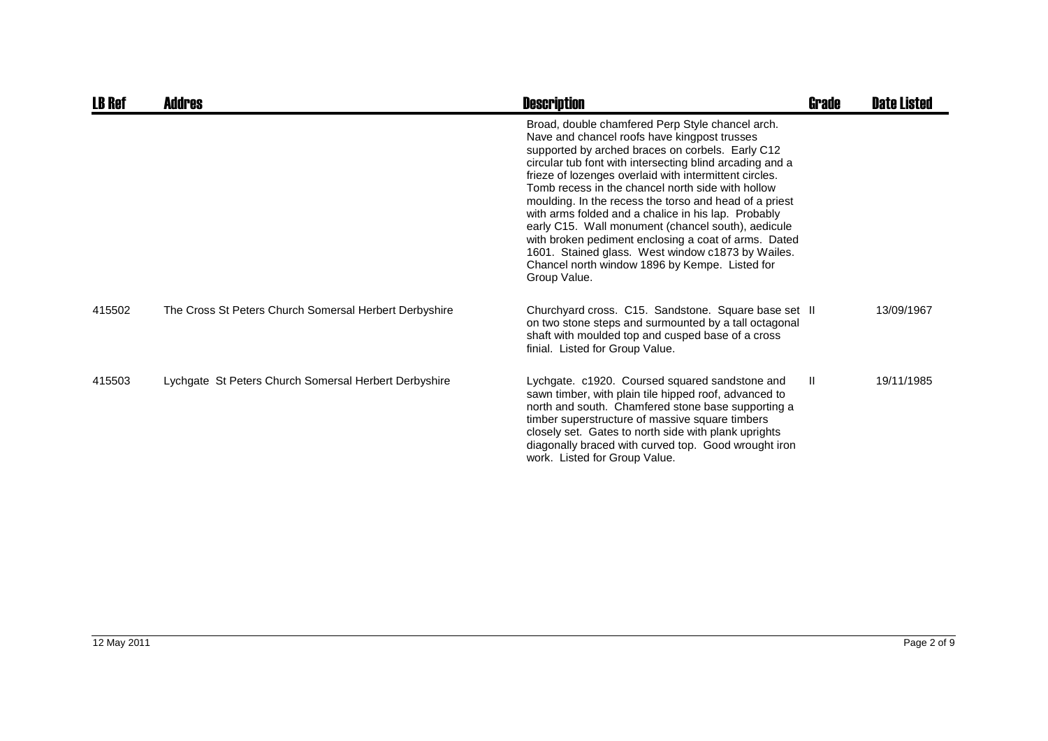| LB Ref | Addres | Description | Grade | Date Listed |
| --- | --- | --- | --- | --- |
| | | Broad, double chamfered Perp Style chancel arch. Nave and chancel roofs have kingpost trusses supported by arched braces on corbels. Early C12 circular tub font with intersecting blind arcading and a frieze of lozenges overlaid with intermittent circles. Tomb recess in the chancel north side with hollow moulding. In the recess the torso and head of a priest with arms folded and a chalice in his lap. Probably early C15. Wall monument (chancel south), aedicule with broken pediment enclosing a coat of arms. Dated 1601. Stained glass. West window c1873 by Wailes. Chancel north window 1896 by Kempe. Listed for Group Value. | | |
| 415502 | The Cross St Peters Church Somersal Herbert Derbyshire | Churchyard cross. C15. Sandstone. Square base set on two stone steps and surmounted by a tall octagonal shaft with moulded top and cusped base of a cross finial. Listed for Group Value. | II | 13/09/1967 |
| 415503 | Lychgate St Peters Church Somersal Herbert Derbyshire | Lychgate. c1920. Coursed squared sandstone and sawn timber, with plain tile hipped roof, advanced to north and south. Chamfered stone base supporting a timber superstructure of massive square timbers closely set. Gates to north side with plank uprights diagonally braced with curved top. Good wrought iron work. Listed for Group Value. | II | 19/11/1985 |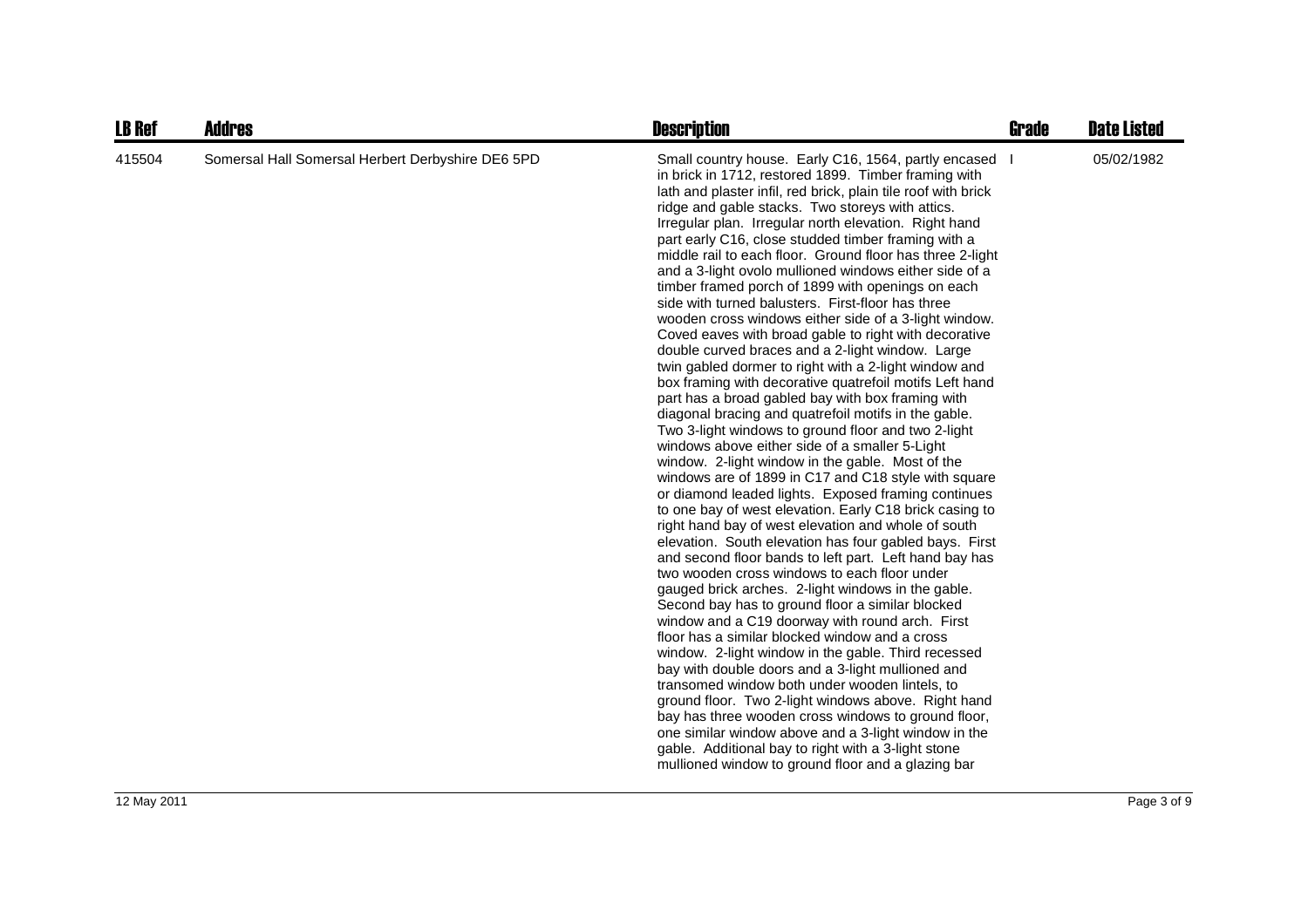| LB Ref | Addres | Description | Grade | Date Listed |
|---|---|---|---|---|
| 415504 | Somersal Hall Somersal Herbert Derbyshire DE6 5PD | Small country house. Early C16, 1564, partly encased in brick in 1712, restored 1899. Timber framing with lath and plaster infil, red brick, plain tile roof with brick ridge and gable stacks. Two storeys with attics. Irregular plan. Irregular north elevation. Right hand part early C16, close studded timber framing with a middle rail to each floor. Ground floor has three 2-light and a 3-light ovolo mullioned windows either side of a timber framed porch of 1899 with openings on each side with turned balusters. First-floor has three wooden cross windows either side of a 3-light window. Coved eaves with broad gable to right with decorative double curved braces and a 2-light window. Large twin gabled dormer to right with a 2-light window and box framing with decorative quatrefoil motifs Left hand part has a broad gabled bay with box framing with diagonal bracing and quatrefoil motifs in the gable. Two 3-light windows to ground floor and two 2-light windows above either side of a smaller 5-Light window. 2-light window in the gable. Most of the windows are of 1899 in C17 and C18 style with square or diamond leaded lights. Exposed framing continues to one bay of west elevation. Early C18 brick casing to right hand bay of west elevation and whole of south elevation. South elevation has four gabled bays. First and second floor bands to left part. Left hand bay has two wooden cross windows to each floor under gauged brick arches. 2-light windows in the gable. Second bay has to ground floor a similar blocked window and a C19 doorway with round arch. First floor has a similar blocked window and a cross window. 2-light window in the gable. Third recessed bay with double doors and a 3-light mullioned and transomed window both under wooden lintels, to ground floor. Two 2-light windows above. Right hand bay has three wooden cross windows to ground floor, one similar window above and a 3-light window in the gable. Additional bay to right with a 3-light stone mullioned window to ground floor and a glazing bar | I | 05/02/1982 |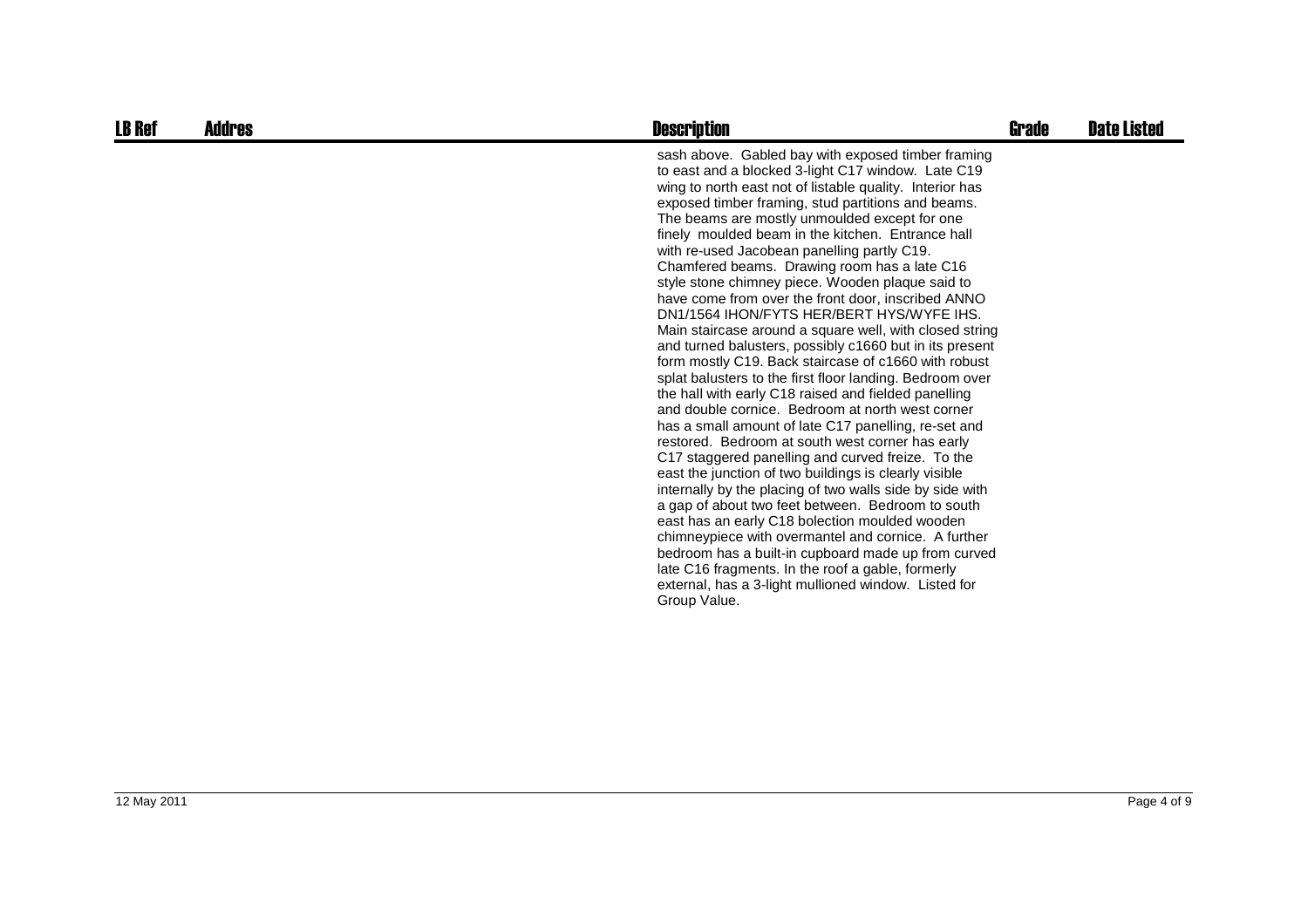| LB Ref | Addres | Description | Grade | Date Listed |
|---|---|---|---|---|
| | | sash above. Gabled bay with exposed timber framing to east and a blocked 3-light C17 window. Late C19 wing to north east not of listable quality. Interior has exposed timber framing, stud partitions and beams. The beams are mostly unmoulded except for one finely moulded beam in the kitchen. Entrance hall with re-used Jacobean panelling partly C19. Chamfered beams. Drawing room has a late C16 style stone chimney piece. Wooden plaque said to have come from over the front door, inscribed ANNO DN1/1564 IHON/FYTS HER/BERT HYS/WYFE IHS. Main staircase around a square well, with closed string and turned balusters, possibly c1660 but in its present form mostly C19. Back staircase of c1660 with robust splat balusters to the first floor landing. Bedroom over the hall with early C18 raised and fielded panelling and double cornice. Bedroom at north west corner has a small amount of late C17 panelling, re-set and restored. Bedroom at south west corner has early C17 staggered panelling and curved freize. To the east the junction of two buildings is clearly visible internally by the placing of two walls side by side with a gap of about two feet between. Bedroom to south east has an early C18 bolection moulded wooden chimneypiece with overmantel and cornice. A further bedroom has a built-in cupboard made up from curved late C16 fragments. In the roof a gable, formerly external, has a 3-light mullioned window. Listed for Group Value. | | |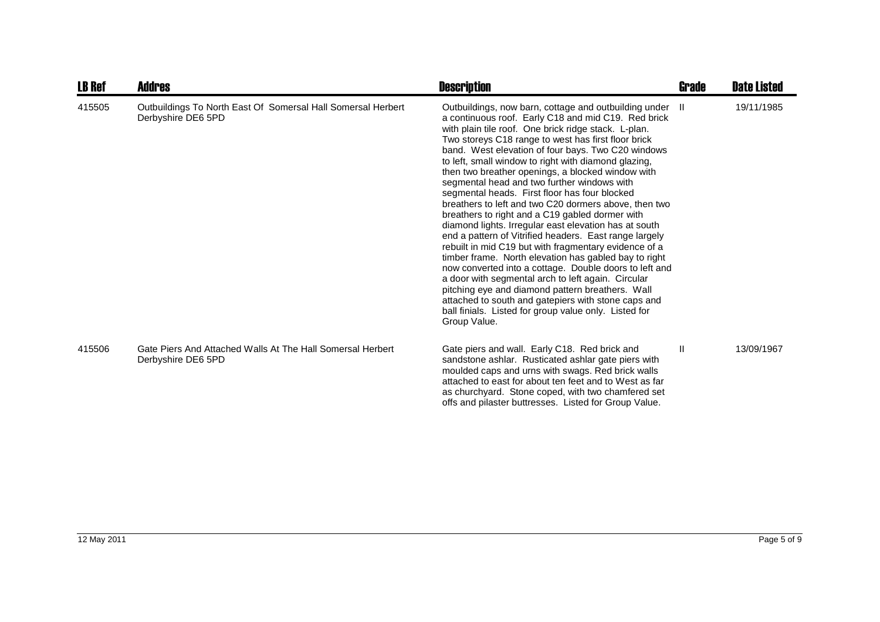| LB Ref | Addres | Description | Grade | Date Listed |
| --- | --- | --- | --- | --- |
| 415505 | Outbuildings To North East Of Somersal Hall Somersal Herbert Derbyshire DE6 5PD | Outbuildings, now barn, cottage and outbuilding under a continuous roof. Early C18 and mid C19. Red brick with plain tile roof. One brick ridge stack. L-plan. Two storeys C18 range to west has first floor brick band. West elevation of four bays. Two C20 windows to left, small window to right with diamond glazing, then two breather openings, a blocked window with segmental head and two further windows with segmental heads. First floor has four blocked breathers to left and two C20 dormers above, then two breathers to right and a C19 gabled dormer with diamond lights. Irregular east elevation has at south end a pattern of Vitrified headers. East range largely rebuilt in mid C19 but with fragmentary evidence of a timber frame. North elevation has gabled bay to right now converted into a cottage. Double doors to left and a door with segmental arch to left again. Circular pitching eye and diamond pattern breathers. Wall attached to south and gatepiers with stone caps and ball finials. Listed for group value only. Listed for Group Value. | II | 19/11/1985 |
| 415506 | Gate Piers And Attached Walls At The Hall Somersal Herbert Derbyshire DE6 5PD | Gate piers and wall. Early C18. Red brick and sandstone ashlar. Rusticated ashlar gate piers with moulded caps and urns with swags. Red brick walls attached to east for about ten feet and to West as far as churchyard. Stone coped, with two chamfered set offs and pilaster buttresses. Listed for Group Value. | II | 13/09/1967 |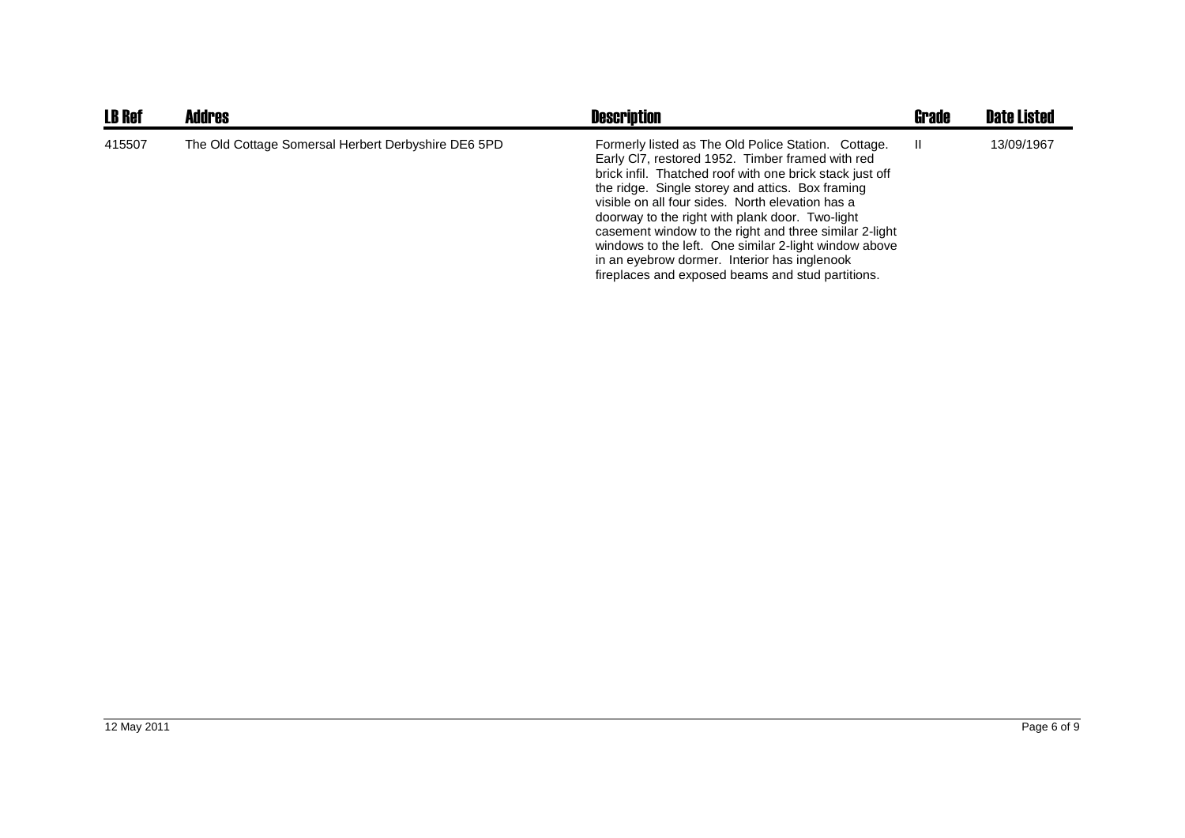| LB Ref | Addres | Description | Grade | Date Listed |
|---|---|---|---|---|
| 415507 | The Old Cottage Somersal Herbert Derbyshire DE6 5PD | Formerly listed as The Old Police Station. Cottage. Early Cl7, restored 1952. Timber framed with red brick infil. Thatched roof with one brick stack just off the ridge. Single storey and attics. Box framing visible on all four sides. North elevation has a doorway to the right with plank door. Two-light casement window to the right and three similar 2-light windows to the left. One similar 2-light window above in an eyebrow dormer. Interior has inglenook fireplaces and exposed beams and stud partitions. | II | 13/09/1967 |

12 May 2011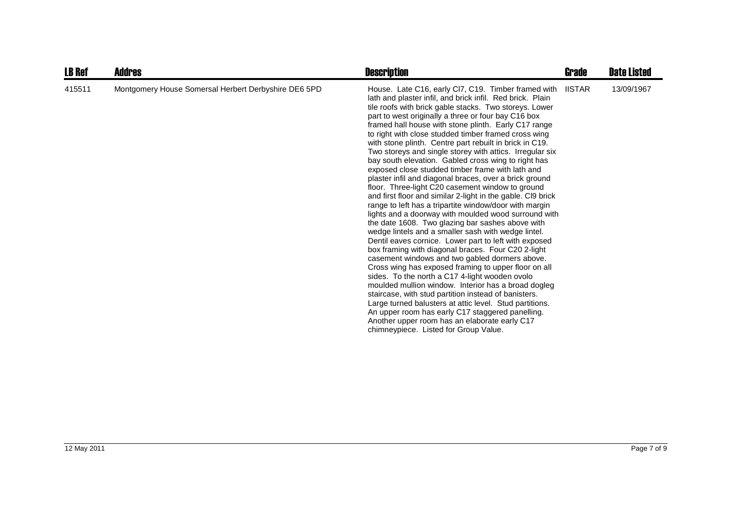| LB Ref | Addres | Description | Grade | Date Listed |
| --- | --- | --- | --- | --- |
| 415511 | Montgomery House Somersal Herbert Derbyshire DE6 5PD | House. Late C16, early Cl7, C19. Timber framed with lath and plaster infil, and brick infil. Red brick. Plain tile roofs with brick gable stacks. Two storeys. Lower part to west originally a three or four bay C16 box framed hall house with stone plinth. Early C17 range to right with close studded timber framed cross wing with stone plinth. Centre part rebuilt in brick in C19. Two storeys and single storey with attics. Irregular six bay south elevation. Gabled cross wing to right has exposed close studded timber frame with lath and plaster infil and diagonal braces, over a brick ground floor. Three-light C20 casement window to ground and first floor and similar 2-light in the gable. Cl9 brick range to left has a tripartite window/door with margin lights and a doorway with moulded wood surround with the date 1608. Two glazing bar sashes above with wedge lintels and a smaller sash with wedge lintel. Dentil eaves cornice. Lower part to left with exposed box framing with diagonal braces. Four C20 2-light casement windows and two gabled dormers above. Cross wing has exposed framing to upper floor on all sides. To the north a C17 4-light wooden ovolo moulded mullion window. Interior has a broad dogleg staircase, with stud partition instead of banisters. Large turned balusters at attic level. Stud partitions. An upper room has early C17 staggered panelling. Another upper room has an elaborate early C17 chimneypiece. Listed for Group Value. | IISTAR | 13/09/1967 |

12 May 2011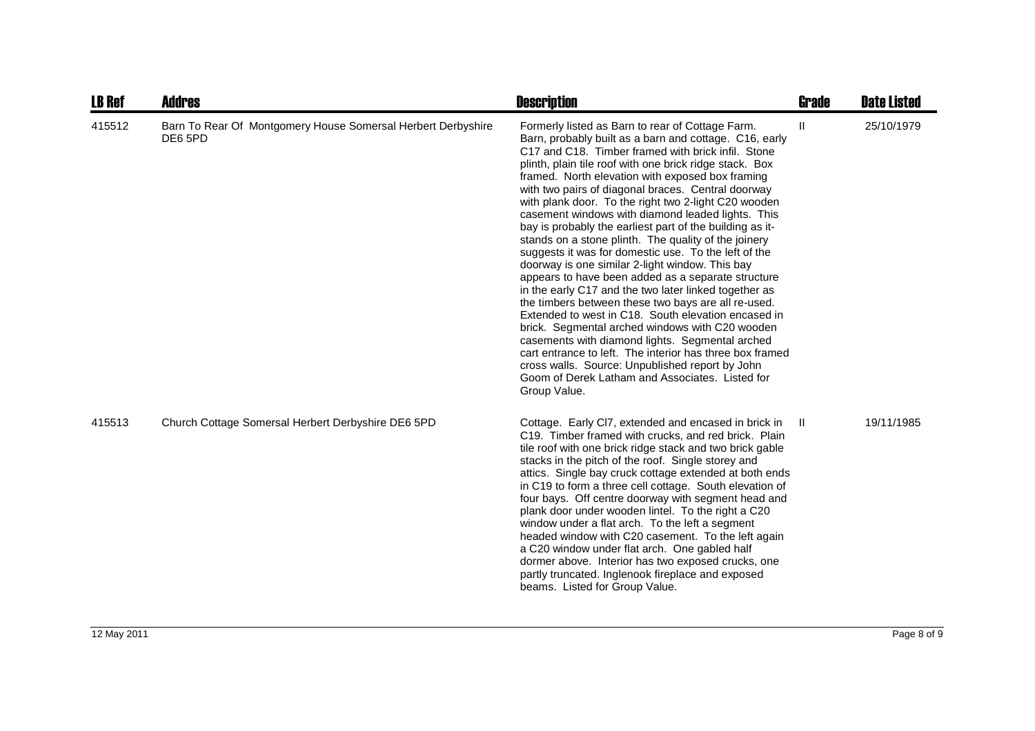| LB Ref | Addres | Description | Grade | Date Listed |
|---|---|---|---|---|
| 415512 | Barn To Rear Of Montgomery House Somersal Herbert Derbyshire DE6 5PD | Formerly listed as Barn to rear of Cottage Farm. Barn, probably built as a barn and cottage. C16, early C17 and C18. Timber framed with brick infil. Stone plinth, plain tile roof with one brick ridge stack. Box framed. North elevation with exposed box framing with two pairs of diagonal braces. Central doorway with plank door. To the right two 2-light C20 wooden casement windows with diamond leaded lights. This bay is probably the earliest part of the building as it-stands on a stone plinth. The quality of the joinery suggests it was for domestic use. To the left of the doorway is one similar 2-light window. This bay appears to have been added as a separate structure in the early C17 and the two later linked together as the timbers between these two bays are all re-used. Extended to west in C18. South elevation encased in brick. Segmental arched windows with C20 wooden casements with diamond lights. Segmental arched cart entrance to left. The interior has three box framed cross walls. Source: Unpublished report by John Goom of Derek Latham and Associates. Listed for Group Value. | II | 25/10/1979 |
| 415513 | Church Cottage Somersal Herbert Derbyshire DE6 5PD | Cottage. Early Cl7, extended and encased in brick in C19. Timber framed with crucks, and red brick. Plain tile roof with one brick ridge stack and two brick gable stacks in the pitch of the roof. Single storey and attics. Single bay cruck cottage extended at both ends in C19 to form a three cell cottage. South elevation of four bays. Off centre doorway with segment head and plank door under wooden lintel. To the right a C20 window under a flat arch. To the left a segment headed window with C20 casement. To the left again a C20 window under flat arch. One gabled half dormer above. Interior has two exposed crucks, one partly truncated. Inglenook fireplace and exposed beams. Listed for Group Value. | II | 19/11/1985 |

12 May 2011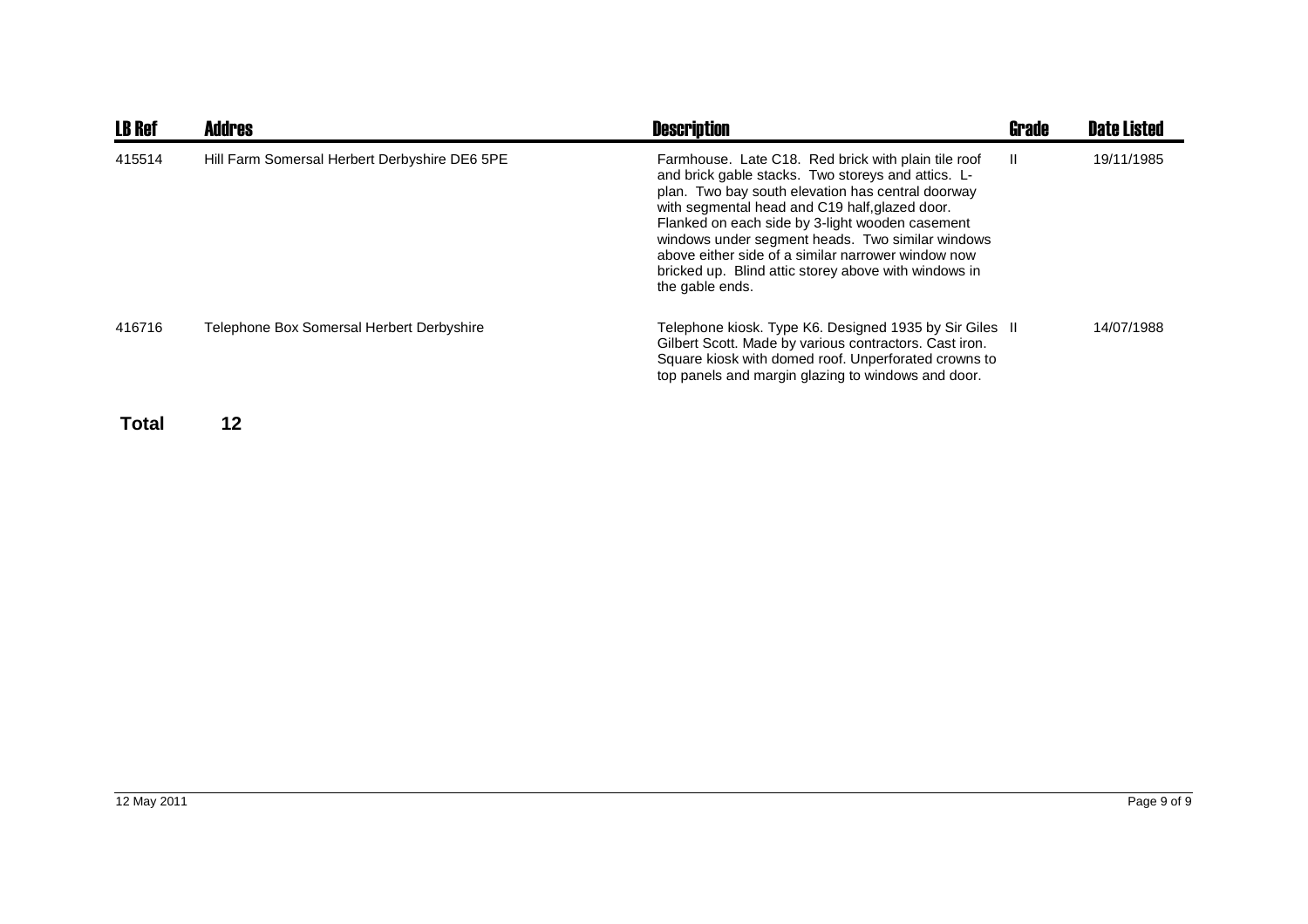| LB Ref | Addres | Description | Grade | Date Listed |
| --- | --- | --- | --- | --- |
| 415514 | Hill Farm Somersal Herbert Derbyshire DE6 5PE | Farmhouse. Late C18. Red brick with plain tile roof and brick gable stacks. Two storeys and attics. L-plan. Two bay south elevation has central doorway with segmental head and C19 half,glazed door. Flanked on each side by 3-light wooden casement windows under segment heads. Two similar windows above either side of a similar narrower window now bricked up. Blind attic storey above with windows in the gable ends. | II | 19/11/1985 |
| 416716 | Telephone Box Somersal Herbert Derbyshire | Telephone kiosk. Type K6. Designed 1935 by Sir Giles Gilbert Scott. Made by various contractors. Cast iron. Square kiosk with domed roof. Unperforated crowns to top panels and margin glazing to windows and door. | II | 14/07/1988 |

**Total** **12**

12 May 2011